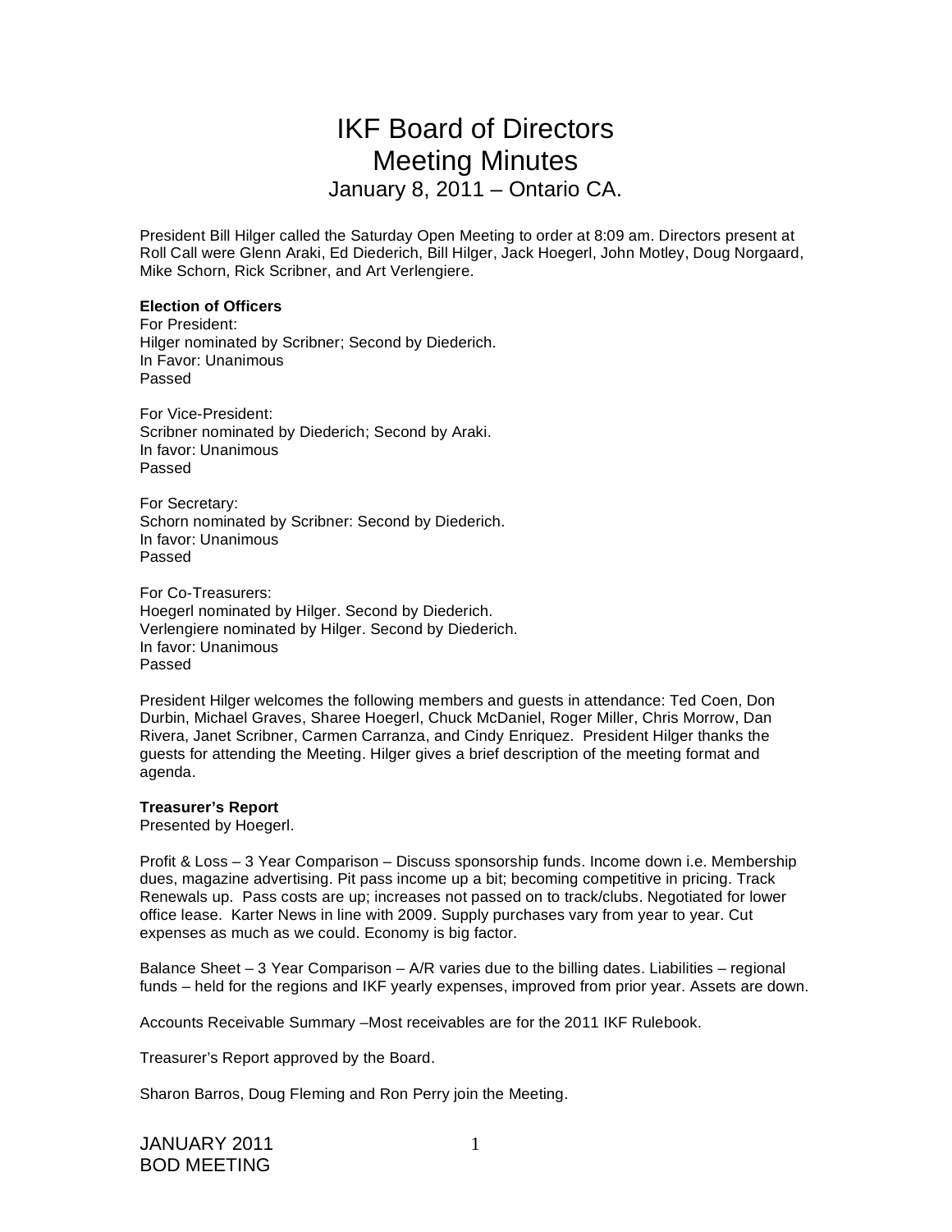# IKF Board of Directors
# Meeting Minutes
## January 8, 2011 – Ontario CA.

President Bill Hilger called the Saturday Open Meeting to order at 8:09 am. Directors present at Roll Call were Glenn Araki, Ed Diederich, Bill Hilger, Jack Hoegerl, John Motley, Doug Norgaard, Mike Schorn, Rick Scribner, and Art Verlengiere.

**Election of Officers**

For President:
Hilger nominated by Scribner; Second by Diederich.
In Favor: Unanimous
Passed

For Vice-President:
Scribner nominated by Diederich; Second by Araki.
In favor: Unanimous
Passed

For Secretary:
Schorn nominated by Scribner: Second by Diederich.
In favor: Unanimous
Passed

For Co-Treasurers:
Hoegerl nominated by Hilger. Second by Diederich.
Verlengiere nominated by Hilger. Second by Diederich.
In favor: Unanimous
Passed

President Hilger welcomes the following members and guests in attendance: Ted Coen, Don Durbin, Michael Graves, Sharee Hoegerl, Chuck McDaniel, Roger Miller, Chris Morrow, Dan Rivera, Janet Scribner, Carmen Carranza, and Cindy Enriquez. President Hilger thanks the guests for attending the Meeting. Hilger gives a brief description of the meeting format and agenda.

**Treasurer's Report**

Presented by Hoegerl.

Profit & Loss – 3 Year Comparison – Discuss sponsorship funds. Income down i.e. Membership dues, magazine advertising. Pit pass income up a bit; becoming competitive in pricing. Track Renewals up. Pass costs are up; increases not passed on to track/clubs. Negotiated for lower office lease. Karter News in line with 2009. Supply purchases vary from year to year. Cut expenses as much as we could. Economy is big factor.

Balance Sheet – 3 Year Comparison – A/R varies due to the billing dates. Liabilities – regional funds – held for the regions and IKF yearly expenses, improved from prior year. Assets are down.

Accounts Receivable Summary –Most receivables are for the 2011 IKF Rulebook.

Treasurer's Report approved by the Board.

Sharon Barros, Doug Fleming and Ron Perry join the Meeting.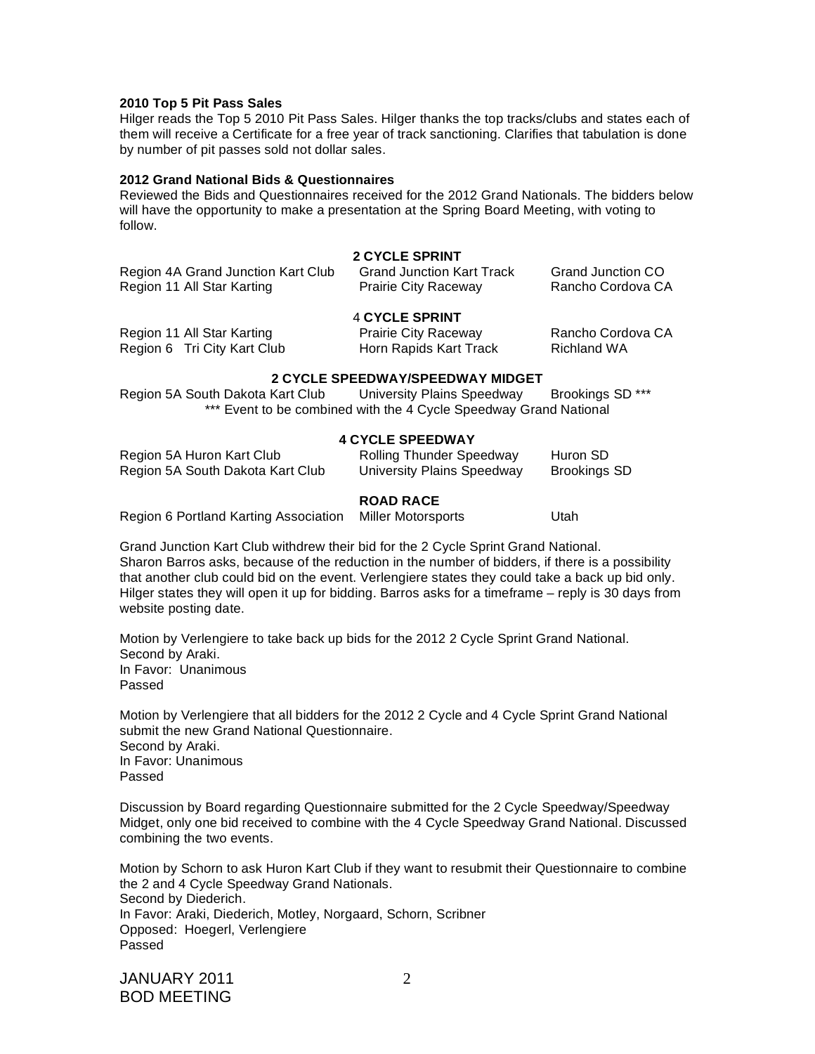**2010 Top 5 Pit Pass Sales**

Hilger reads the Top 5 2010 Pit Pass Sales. Hilger thanks the top tracks/clubs and states each of them will receive a Certificate for a free year of track sanctioning. Clarifies that tabulation is done by number of pit passes sold not dollar sales.

**2012 Grand National Bids & Questionnaires**

Reviewed the Bids and Questionnaires received for the 2012 Grand Nationals. The bidders below will have the opportunity to make a presentation at the Spring Board Meeting, with voting to follow.

**2 CYCLE SPRINT**

| | | |
|---|---|---|
| Region 4A Grand Junction Kart Club | Grand Junction Kart Track | Grand Junction CO |
| Region 11 All Star Karting | Prairie City Raceway | Rancho Cordova CA |

**4 CYCLE SPRINT**

| | | |
|---|---|---|
| Region 11 All Star Karting | Prairie City Raceway | Rancho Cordova CA |
| Region 6 Tri City Kart Club | Horn Rapids Kart Track | Richland WA |

**2 CYCLE SPEEDWAY/SPEEDWAY MIDGET**

| | | |
|---|---|---|
| Region 5A South Dakota Kart Club | University Plains Speedway | Brookings SD *** |

*** Event to be combined with the 4 Cycle Speedway Grand National

**4 CYCLE SPEEDWAY**

| | | |
|---|---|---|
| Region 5A Huron Kart Club | Rolling Thunder Speedway | Huron SD |
| Region 5A South Dakota Kart Club | University Plains Speedway | Brookings SD |

**ROAD RACE**

| | | |
|---|---|---|
| Region 6 Portland Karting Association | Miller Motorsports | Utah |

Grand Junction Kart Club withdrew their bid for the 2 Cycle Sprint Grand National.
Sharon Barros asks, because of the reduction in the number of bidders, if there is a possibility that another club could bid on the event. Verlengiere states they could take a back up bid only. Hilger states they will open it up for bidding. Barros asks for a timeframe – reply is 30 days from website posting date.

Motion by Verlengiere to take back up bids for the 2012 2 Cycle Sprint Grand National.
Second by Araki.
In Favor: Unanimous
Passed

Motion by Verlengiere that all bidders for the 2012 2 Cycle and 4 Cycle Sprint Grand National submit the new Grand National Questionnaire.
Second by Araki.
In Favor: Unanimous
Passed

Discussion by Board regarding Questionnaire submitted for the 2 Cycle Speedway/Speedway Midget, only one bid received to combine with the 4 Cycle Speedway Grand National. Discussed combining the two events.

Motion by Schorn to ask Huron Kart Club if they want to resubmit their Questionnaire to combine the 2 and 4 Cycle Speedway Grand Nationals.
Second by Diederich.
In Favor: Araki, Diederich, Motley, Norgaard, Schorn, Scribner
Opposed: Hoegerl, Verlengiere
Passed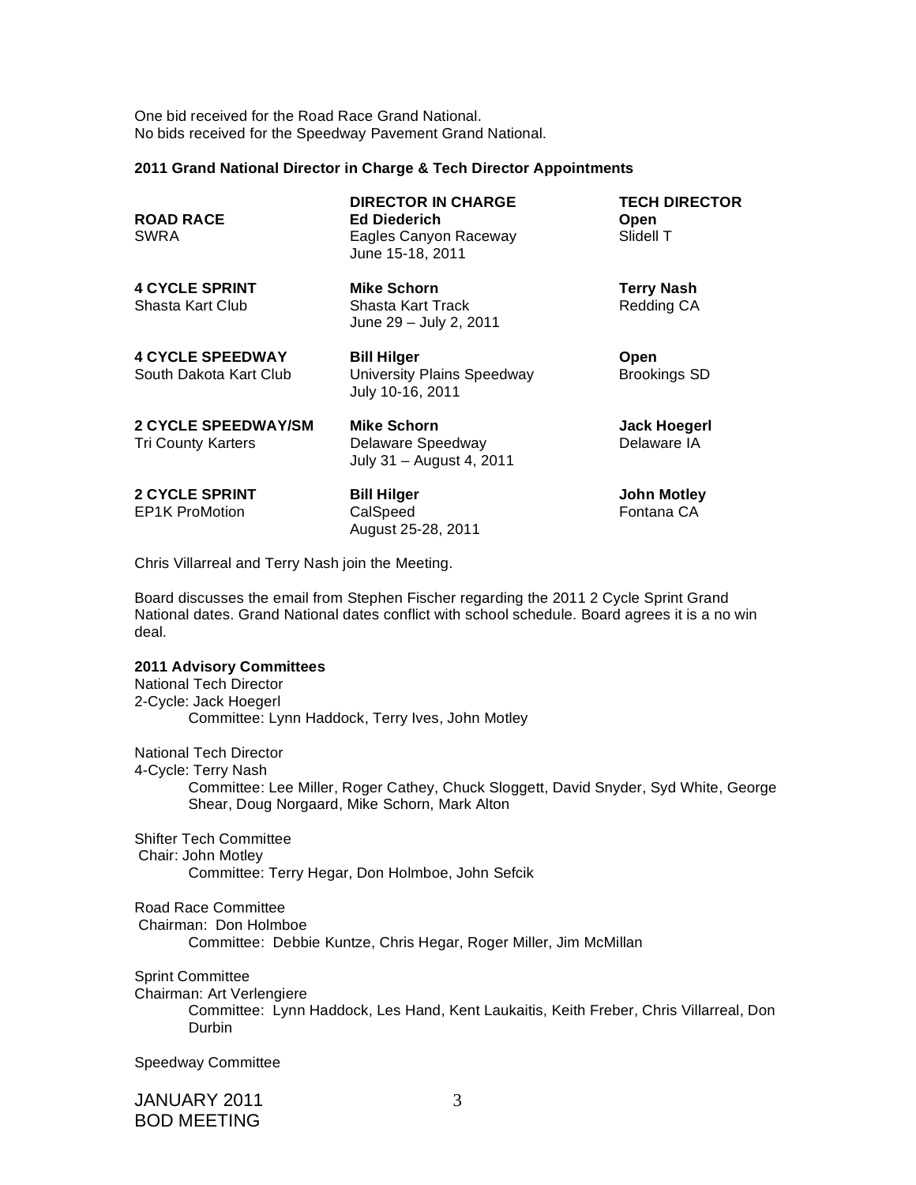One bid received for the Road Race Grand National.
No bids received for the Speedway Pavement Grand National.

**2011 Grand National Director in Charge & Tech Director Appointments**

| | **DIRECTOR IN CHARGE** | **TECH DIRECTOR** |
|---|---|---|
| **ROAD RACE**<br>SWRA | **Ed Diederich**<br>Eagles Canyon Raceway<br>June 15-18, 2011 | **Open**<br>Slidell T |
| **4 CYCLE SPRINT**<br>Shasta Kart Club | **Mike Schorn**<br>Shasta Kart Track<br>June 29 – July 2, 2011 | **Terry Nash**<br>Redding CA |
| **4 CYCLE SPEEDWAY**<br>South Dakota Kart Club | **Bill Hilger**<br>University Plains Speedway<br>July 10-16, 2011 | **Open**<br>Brookings SD |
| **2 CYCLE SPEEDWAY/SM**<br>Tri County Karters | **Mike Schorn**<br>Delaware Speedway<br>July 31 – August 4, 2011 | **Jack Hoegerl**<br>Delaware IA |
| **2 CYCLE SPRINT**<br>EP1K ProMotion | **Bill Hilger**<br>CalSpeed<br>August 25-28, 2011 | **John Motley**<br>Fontana CA |

Chris Villarreal and Terry Nash join the Meeting.

Board discusses the email from Stephen Fischer regarding the 2011 2 Cycle Sprint Grand National dates. Grand National dates conflict with school schedule. Board agrees it is a no win deal.

**2011 Advisory Committees**

National Tech Director
2-Cycle: Jack Hoegerl
  Committee: Lynn Haddock, Terry Ives, John Motley

National Tech Director
4-Cycle: Terry Nash
  Committee: Lee Miller, Roger Cathey, Chuck Sloggett, David Snyder, Syd White, George Shear, Doug Norgaard, Mike Schorn, Mark Alton

Shifter Tech Committee
Chair: John Motley
  Committee: Terry Hegar, Don Holmboe, John Sefcik

Road Race Committee
Chairman: Don Holmboe
  Committee: Debbie Kuntze, Chris Hegar, Roger Miller, Jim McMillan

Sprint Committee
Chairman: Art Verlengiere
  Committee: Lynn Haddock, Les Hand, Kent Laukaitis, Keith Freber, Chris Villarreal, Don Durbin

Speedway Committee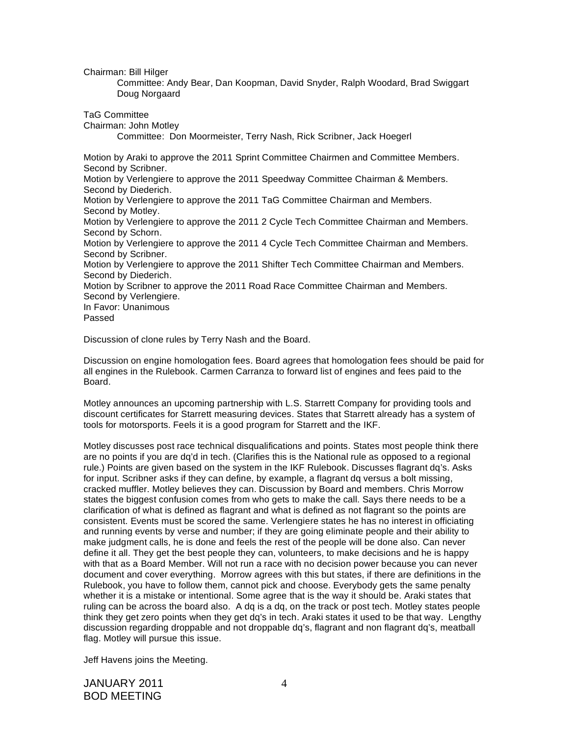Chairman: Bill Hilger

Committee: Andy Bear, Dan Koopman, David Snyder, Ralph Woodard, Brad Swiggart Doug Norgaard

TaG Committee

Chairman: John Motley

Committee: Don Moormeister, Terry Nash, Rick Scribner, Jack Hoegerl

Motion by Araki to approve the 2011 Sprint Committee Chairmen and Committee Members.
Second by Scribner.
Motion by Verlengiere to approve the 2011 Speedway Committee Chairman & Members.
Second by Diederich.
Motion by Verlengiere to approve the 2011 TaG Committee Chairman and Members.
Second by Motley.
Motion by Verlengiere to approve the 2011 2 Cycle Tech Committee Chairman and Members.
Second by Schorn.
Motion by Verlengiere to approve the 2011 4 Cycle Tech Committee Chairman and Members.
Second by Scribner.
Motion by Verlengiere to approve the 2011 Shifter Tech Committee Chairman and Members.
Second by Diederich.
Motion by Scribner to approve the 2011 Road Race Committee Chairman and Members.
Second by Verlengiere.
In Favor: Unanimous
Passed

Discussion of clone rules by Terry Nash and the Board.

Discussion on engine homologation fees. Board agrees that homologation fees should be paid for all engines in the Rulebook. Carmen Carranza to forward list of engines and fees paid to the Board.

Motley announces an upcoming partnership with L.S. Starrett Company for providing tools and discount certificates for Starrett measuring devices. States that Starrett already has a system of tools for motorsports. Feels it is a good program for Starrett and the IKF.

Motley discusses post race technical disqualifications and points. States most people think there are no points if you are dq'd in tech. (Clarifies this is the National rule as opposed to a regional rule.) Points are given based on the system in the IKF Rulebook. Discusses flagrant dq's. Asks for input. Scribner asks if they can define, by example, a flagrant dq versus a bolt missing, cracked muffler. Motley believes they can. Discussion by Board and members. Chris Morrow states the biggest confusion comes from who gets to make the call. Says there needs to be a clarification of what is defined as flagrant and what is defined as not flagrant so the points are consistent. Events must be scored the same. Verlengiere states he has no interest in officiating and running events by verse and number; if they are going eliminate people and their ability to make judgment calls, he is done and feels the rest of the people will be done also. Can never define it all. They get the best people they can, volunteers, to make decisions and he is happy with that as a Board Member. Will not run a race with no decision power because you can never document and cover everything. Morrow agrees with this but states, if there are definitions in the Rulebook, you have to follow them, cannot pick and choose. Everybody gets the same penalty whether it is a mistake or intentional. Some agree that is the way it should be. Araki states that ruling can be across the board also. A dq is a dq, on the track or post tech. Motley states people think they get zero points when they get dq's in tech. Araki states it used to be that way. Lengthy discussion regarding droppable and not droppable dq's, flagrant and non flagrant dq's, meatball flag. Motley will pursue this issue.

Jeff Havens joins the Meeting.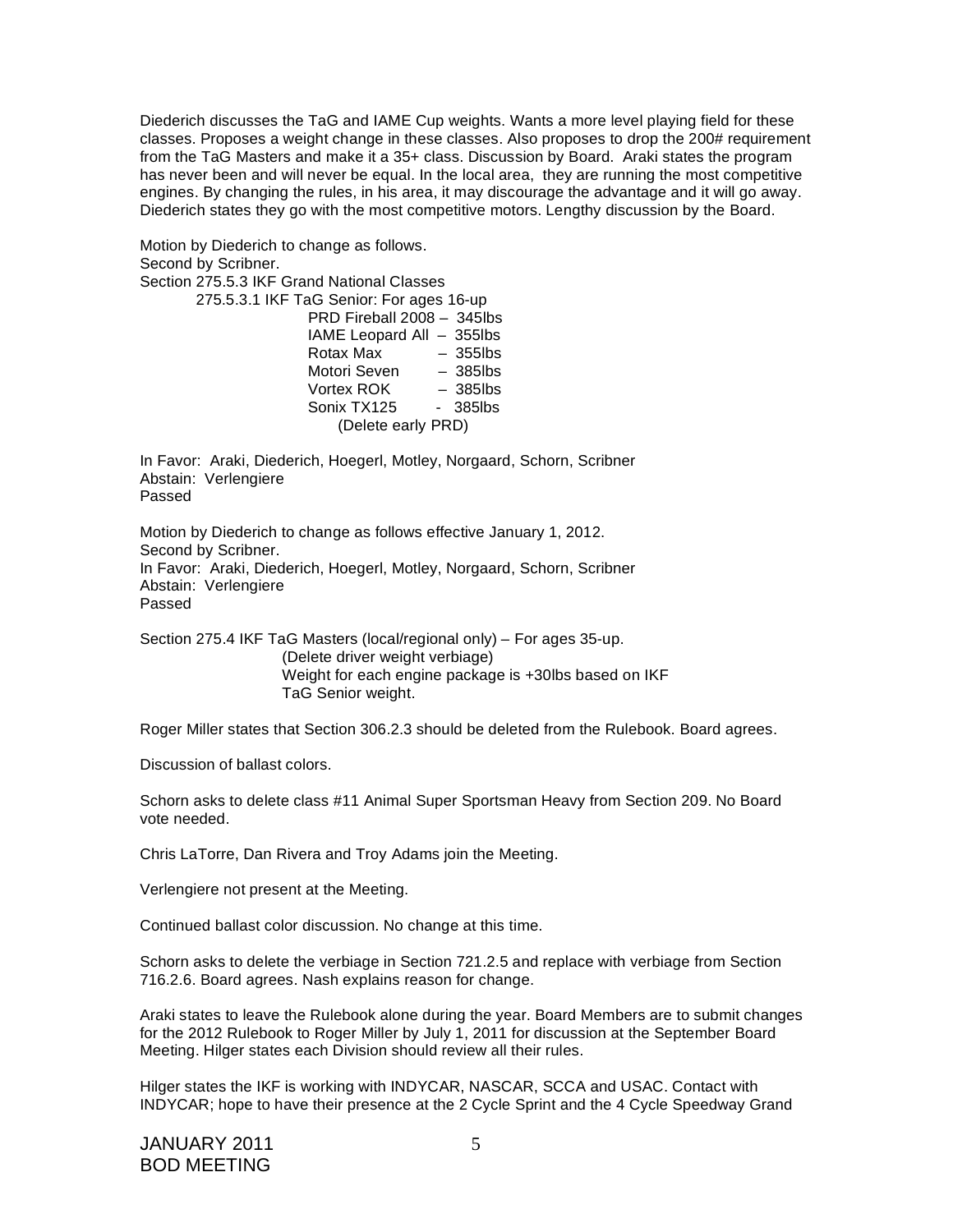Diederich discusses the TaG and IAME Cup weights. Wants a more level playing field for these classes. Proposes a weight change in these classes. Also proposes to drop the 200# requirement from the TaG Masters and make it a 35+ class. Discussion by Board. Araki states the program has never been and will never be equal. In the local area, they are running the most competitive engines. By changing the rules, in his area, it may discourage the advantage and it will go away. Diederich states they go with the most competitive motors. Lengthy discussion by the Board.

Motion by Diederich to change as follows.
Second by Scribner.
Section 275.5.3 IKF Grand National Classes

275.5.3.1 IKF TaG Senior: For ages 16-up

PRD Fireball 2008 – 345lbs
IAME Leopard All – 355lbs
Rotax Max – 355lbs
Motori Seven – 385lbs
Vortex ROK – 385lbs
Sonix TX125 - 385lbs
(Delete early PRD)

In Favor: Araki, Diederich, Hoegerl, Motley, Norgaard, Schorn, Scribner
Abstain: Verlengiere
Passed

Motion by Diederich to change as follows effective January 1, 2012.
Second by Scribner.
In Favor: Araki, Diederich, Hoegerl, Motley, Norgaard, Schorn, Scribner
Abstain: Verlengiere
Passed

Section 275.4 IKF TaG Masters (local/regional only) – For ages 35-up.
(Delete driver weight verbiage)
Weight for each engine package is +30lbs based on IKF TaG Senior weight.

Roger Miller states that Section 306.2.3 should be deleted from the Rulebook. Board agrees.

Discussion of ballast colors.

Schorn asks to delete class #11 Animal Super Sportsman Heavy from Section 209. No Board vote needed.

Chris LaTorre, Dan Rivera and Troy Adams join the Meeting.

Verlengiere not present at the Meeting.

Continued ballast color discussion. No change at this time.

Schorn asks to delete the verbiage in Section 721.2.5 and replace with verbiage from Section 716.2.6. Board agrees. Nash explains reason for change.

Araki states to leave the Rulebook alone during the year. Board Members are to submit changes for the 2012 Rulebook to Roger Miller by July 1, 2011 for discussion at the September Board Meeting. Hilger states each Division should review all their rules.

Hilger states the IKF is working with INDYCAR, NASCAR, SCCA and USAC. Contact with INDYCAR; hope to have their presence at the 2 Cycle Sprint and the 4 Cycle Speedway Grand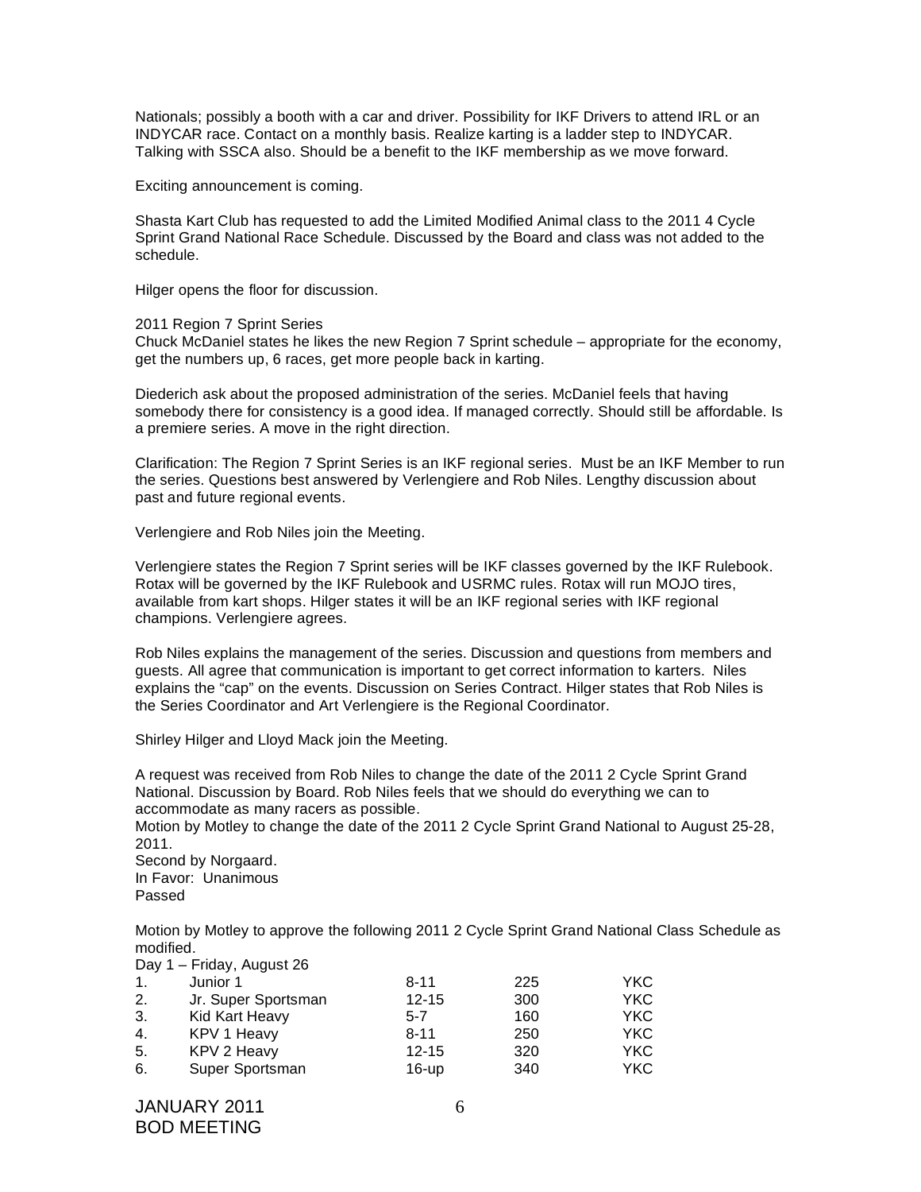Nationals; possibly a booth with a car and driver. Possibility for IKF Drivers to attend IRL or an INDYCAR race. Contact on a monthly basis. Realize karting is a ladder step to INDYCAR. Talking with SSCA also. Should be a benefit to the IKF membership as we move forward.

Exciting announcement is coming.

Shasta Kart Club has requested to add the Limited Modified Animal class to the 2011 4 Cycle Sprint Grand National Race Schedule. Discussed by the Board and class was not added to the schedule.

Hilger opens the floor for discussion.

2011 Region 7 Sprint Series
Chuck McDaniel states he likes the new Region 7 Sprint schedule – appropriate for the economy, get the numbers up, 6 races, get more people back in karting.

Diederich ask about the proposed administration of the series. McDaniel feels that having somebody there for consistency is a good idea. If managed correctly. Should still be affordable. Is a premiere series. A move in the right direction.

Clarification: The Region 7 Sprint Series is an IKF regional series. Must be an IKF Member to run the series. Questions best answered by Verlengiere and Rob Niles. Lengthy discussion about past and future regional events.

Verlengiere and Rob Niles join the Meeting.

Verlengiere states the Region 7 Sprint series will be IKF classes governed by the IKF Rulebook. Rotax will be governed by the IKF Rulebook and USRMC rules. Rotax will run MOJO tires, available from kart shops. Hilger states it will be an IKF regional series with IKF regional champions. Verlengiere agrees.

Rob Niles explains the management of the series. Discussion and questions from members and guests. All agree that communication is important to get correct information to karters. Niles explains the "cap" on the events. Discussion on Series Contract. Hilger states that Rob Niles is the Series Coordinator and Art Verlengiere is the Regional Coordinator.

Shirley Hilger and Lloyd Mack join the Meeting.

A request was received from Rob Niles to change the date of the 2011 2 Cycle Sprint Grand National. Discussion by Board. Rob Niles feels that we should do everything we can to accommodate as many racers as possible.
Motion by Motley to change the date of the 2011 2 Cycle Sprint Grand National to August 25-28, 2011.
Second by Norgaard.
In Favor: Unanimous
Passed

Motion by Motley to approve the following 2011 2 Cycle Sprint Grand National Class Schedule as modified.
Day 1 – Friday, August 26

| | | | | |
|---|---|---|---|---|
| 1. | Junior 1 | 8-11 | 225 | YKC |
| 2. | Jr. Super Sportsman | 12-15 | 300 | YKC |
| 3. | Kid Kart Heavy | 5-7 | 160 | YKC |
| 4. | KPV 1 Heavy | 8-11 | 250 | YKC |
| 5. | KPV 2 Heavy | 12-15 | 320 | YKC |
| 6. | Super Sportsman | 16-up | 340 | YKC |

JANUARY 2011
BOD MEETING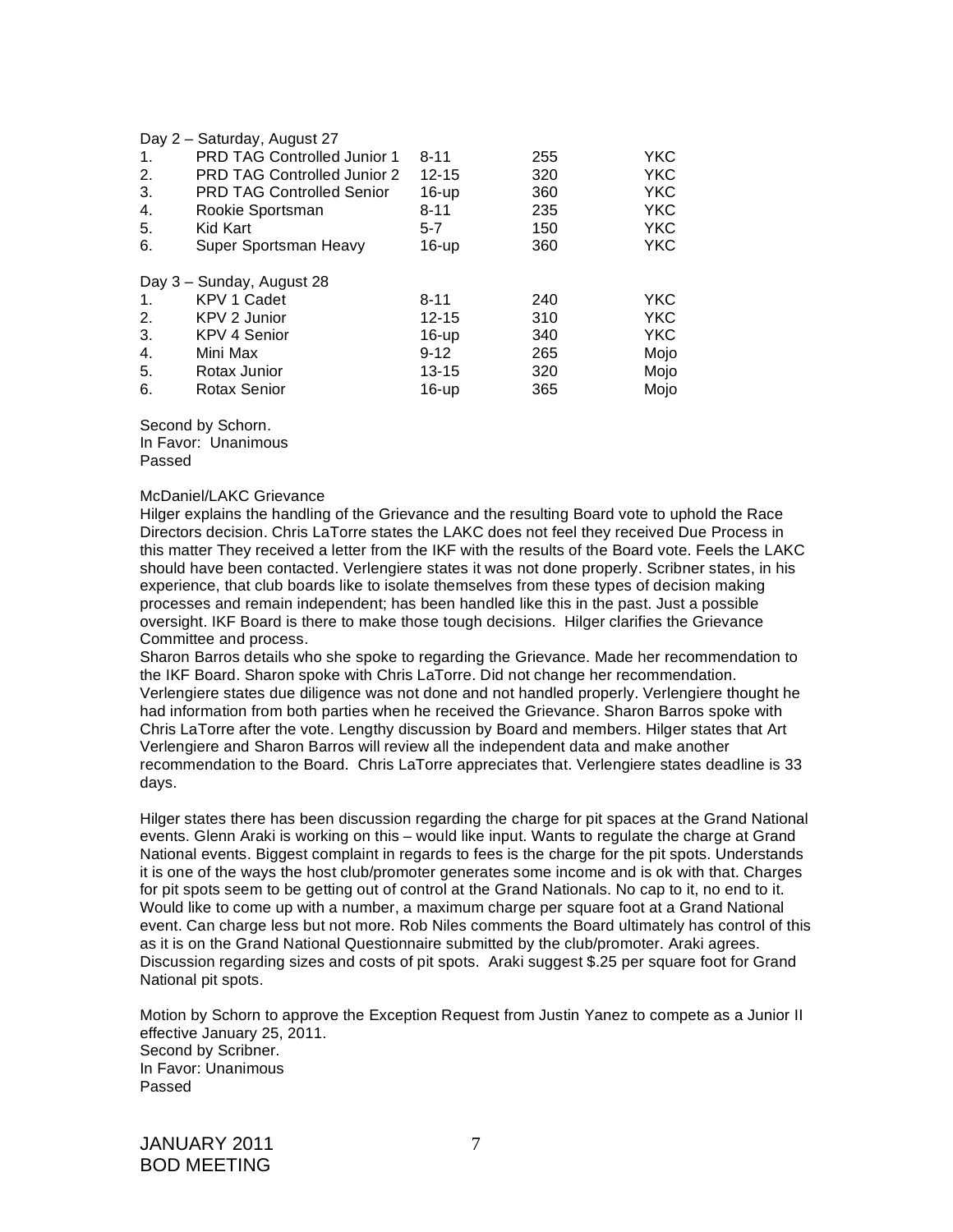Day 2 – Saturday, August 27

| | | | | |
|---|---|---|---|---|
| 1. | PRD TAG Controlled Junior 1 | 8-11 | 255 | YKC |
| 2. | PRD TAG Controlled Junior 2 | 12-15 | 320 | YKC |
| 3. | PRD TAG Controlled Senior | 16-up | 360 | YKC |
| 4. | Rookie Sportsman | 8-11 | 235 | YKC |
| 5. | Kid Kart | 5-7 | 150 | YKC |
| 6. | Super Sportsman Heavy | 16-up | 360 | YKC |

Day 3 – Sunday, August 28

| | | | | |
|---|---|---|---|---|
| 1. | KPV 1 Cadet | 8-11 | 240 | YKC |
| 2. | KPV 2 Junior | 12-15 | 310 | YKC |
| 3. | KPV 4 Senior | 16-up | 340 | YKC |
| 4. | Mini Max | 9-12 | 265 | Mojo |
| 5. | Rotax Junior | 13-15 | 320 | Mojo |
| 6. | Rotax Senior | 16-up | 365 | Mojo |

Second by Schorn.
In Favor: Unanimous
Passed

McDaniel/LAKC Grievance
Hilger explains the handling of the Grievance and the resulting Board vote to uphold the Race Directors decision. Chris LaTorre states the LAKC does not feel they received Due Process in this matter They received a letter from the IKF with the results of the Board vote. Feels the LAKC should have been contacted. Verlengiere states it was not done properly. Scribner states, in his experience, that club boards like to isolate themselves from these types of decision making processes and remain independent; has been handled like this in the past. Just a possible oversight. IKF Board is there to make those tough decisions. Hilger clarifies the Grievance Committee and process.
Sharon Barros details who she spoke to regarding the Grievance. Made her recommendation to the IKF Board. Sharon spoke with Chris LaTorre. Did not change her recommendation. Verlengiere states due diligence was not done and not handled properly. Verlengiere thought he had information from both parties when he received the Grievance. Sharon Barros spoke with Chris LaTorre after the vote. Lengthy discussion by Board and members. Hilger states that Art Verlengiere and Sharon Barros will review all the independent data and make another recommendation to the Board. Chris LaTorre appreciates that. Verlengiere states deadline is 33 days.

Hilger states there has been discussion regarding the charge for pit spaces at the Grand National events. Glenn Araki is working on this – would like input. Wants to regulate the charge at Grand National events. Biggest complaint in regards to fees is the charge for the pit spots. Understands it is one of the ways the host club/promoter generates some income and is ok with that. Charges for pit spots seem to be getting out of control at the Grand Nationals. No cap to it, no end to it. Would like to come up with a number, a maximum charge per square foot at a Grand National event. Can charge less but not more. Rob Niles comments the Board ultimately has control of this as it is on the Grand National Questionnaire submitted by the club/promoter. Araki agrees. Discussion regarding sizes and costs of pit spots. Araki suggest $.25 per square foot for Grand National pit spots.

Motion by Schorn to approve the Exception Request from Justin Yanez to compete as a Junior II effective January 25, 2011.
Second by Scribner.
In Favor: Unanimous
Passed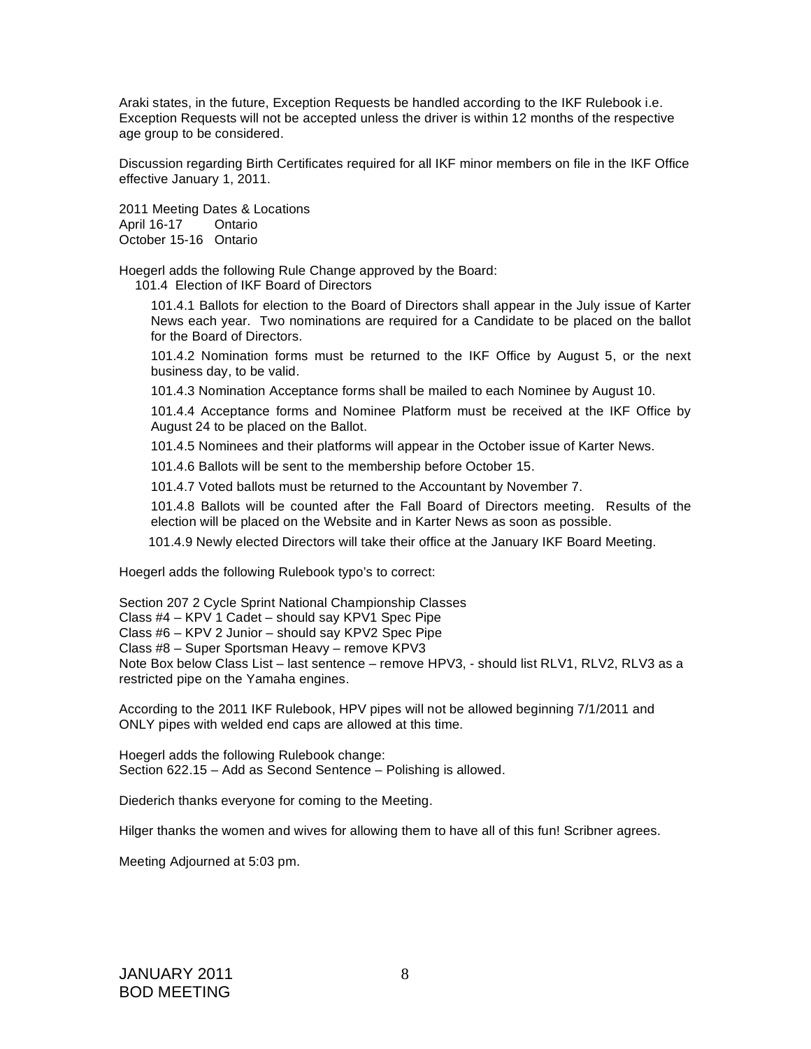Araki states, in the future, Exception Requests be handled according to the IKF Rulebook i.e. Exception Requests will not be accepted unless the driver is within 12 months of the respective age group to be considered.

Discussion regarding Birth Certificates required for all IKF minor members on file in the IKF Office effective January 1, 2011.

2011 Meeting Dates & Locations
April 16-17 Ontario
October 15-16 Ontario

Hoegerl adds the following Rule Change approved by the Board:

101.4 Election of IKF Board of Directors

101.4.1 Ballots for election to the Board of Directors shall appear in the July issue of Karter News each year. Two nominations are required for a Candidate to be placed on the ballot for the Board of Directors.

101.4.2 Nomination forms must be returned to the IKF Office by August 5, or the next business day, to be valid.

101.4.3 Nomination Acceptance forms shall be mailed to each Nominee by August 10.

101.4.4 Acceptance forms and Nominee Platform must be received at the IKF Office by August 24 to be placed on the Ballot.

101.4.5 Nominees and their platforms will appear in the October issue of Karter News.

101.4.6 Ballots will be sent to the membership before October 15.

101.4.7 Voted ballots must be returned to the Accountant by November 7.

101.4.8 Ballots will be counted after the Fall Board of Directors meeting. Results of the election will be placed on the Website and in Karter News as soon as possible.

101.4.9 Newly elected Directors will take their office at the January IKF Board Meeting.

Hoegerl adds the following Rulebook typo's to correct:

Section 207 2 Cycle Sprint National Championship Classes
Class #4 – KPV 1 Cadet – should say KPV1 Spec Pipe
Class #6 – KPV 2 Junior – should say KPV2 Spec Pipe
Class #8 – Super Sportsman Heavy – remove KPV3
Note Box below Class List – last sentence – remove HPV3, - should list RLV1, RLV2, RLV3 as a restricted pipe on the Yamaha engines.

According to the 2011 IKF Rulebook, HPV pipes will not be allowed beginning 7/1/2011 and ONLY pipes with welded end caps are allowed at this time.

Hoegerl adds the following Rulebook change:
Section 622.15 – Add as Second Sentence – Polishing is allowed.

Diederich thanks everyone for coming to the Meeting.

Hilger thanks the women and wives for allowing them to have all of this fun! Scribner agrees.

Meeting Adjourned at 5:03 pm.